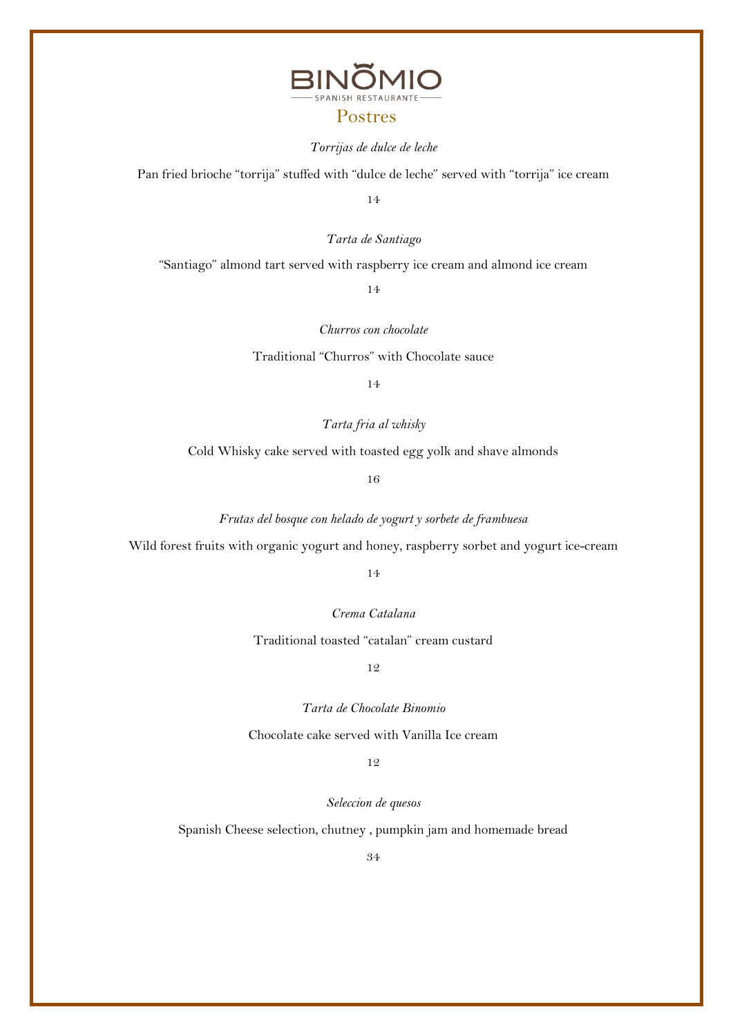# BINOMIO

SPANISH RESTAURANTE

## Postres

*Torrijas de dulce de leche*

Pan fried brioche "torrija" stuffed with "dulce de leche" served with "torrija" ice cream

14

*Tarta de Santiago*

"Santiago" almond tart served with raspberry ice cream and almond ice cream

14

*Churros con chocolate*

Traditional "Churros" with Chocolate sauce

14

*Tarta fria al whisky*

Cold Whisky cake served with toasted egg yolk and shave almonds

16

*Frutas del bosque con helado de yogurt y sorbete de frambuesa*

Wild forest fruits with organic yogurt and honey, raspberry sorbet and yogurt ice-cream

14

*Crema Catalana*

Traditional toasted "catalan" cream custard

12

*Tarta de Chocolate Binomio*

Chocolate cake served with Vanilla Ice cream

12

*Seleccion de quesos*

Spanish Cheese selection, chutney , pumpkin jam and homemade bread

34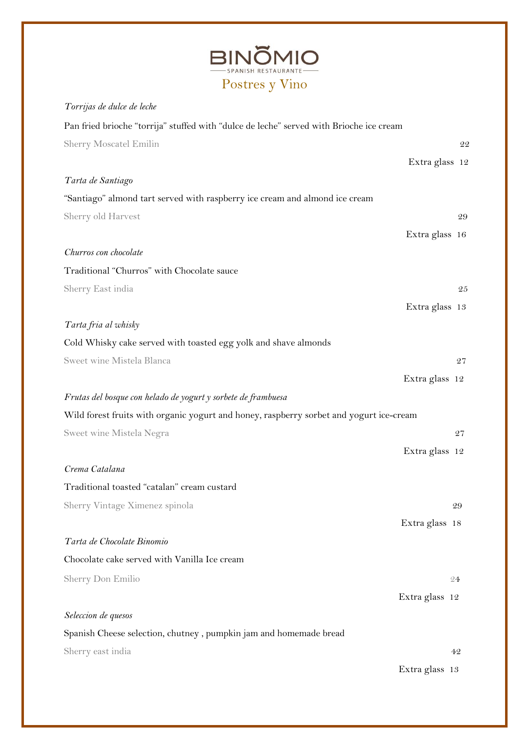# BINOMIO

SPANISH RESTAURANTE

## Postres y Vino

*Torrijas de dulce de leche*

Pan fried brioche "torrija" stuffed with "dulce de leche" served with Brioche ice cream

Sherry Moscatel Emilin 22

Extra glass 12

*Tarta de Santiago*

"Santiago" almond tart served with raspberry ice cream and almond ice cream

Sherry old Harvest 29

Extra glass 16

*Churros con chocolate*

Traditional "Churros" with Chocolate sauce

Sherry East india 25

Extra glass 13

*Tarta fria al whisky*

Cold Whisky cake served with toasted egg yolk and shave almonds

Sweet wine Mistela Blanca 27

Extra glass 12

*Frutas del bosque con helado de yogurt y sorbete de frambuesa*

Wild forest fruits with organic yogurt and honey, raspberry sorbet and yogurt ice-cream

Sweet wine Mistela Negra 27

Extra glass 12

*Crema Catalana*

Traditional toasted "catalan" cream custard

Sherry Vintage Ximenez spinola 29

Extra glass 18

*Tarta de Chocolate Binomio*

Chocolate cake served with Vanilla Ice cream

Sherry Don Emilio 24

Extra glass 12

*Seleccion de quesos*

Spanish Cheese selection, chutney , pumpkin jam and homemade bread

Sherry east india 42

Extra glass 13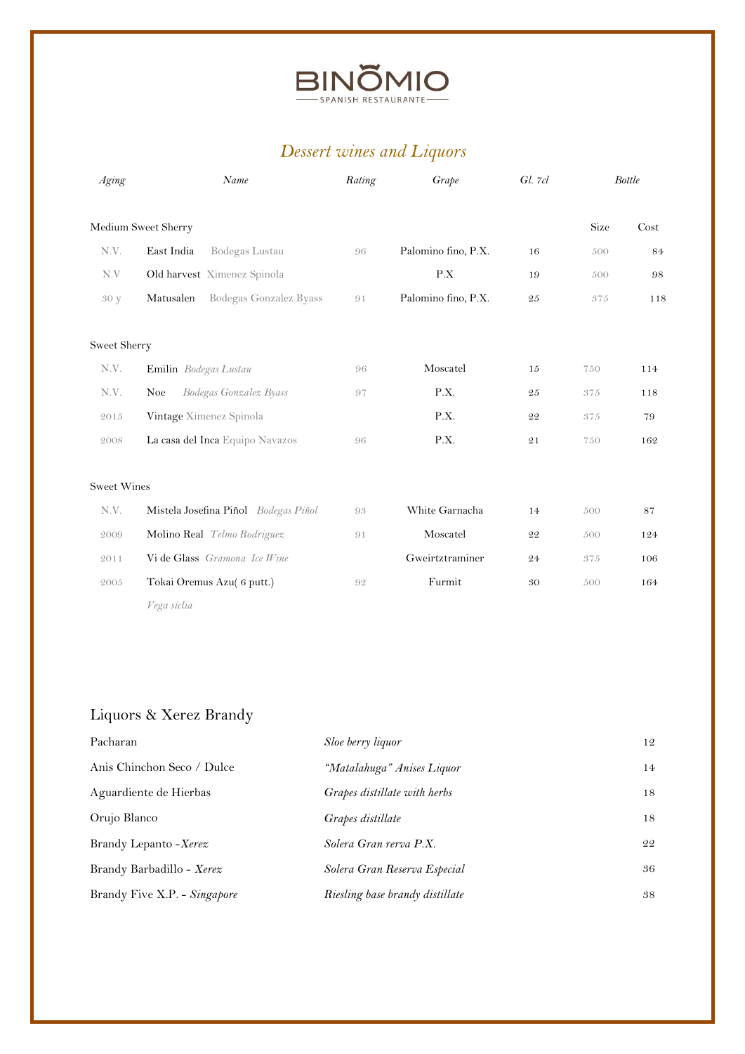BINOMIO

SPANISH RESTAURANTE

## *Dessert wines and Liquors*

| *Aging* | *Name* | *Rating* | *Grape* | *Gl. 7cl* | *Bottle* | |
|---|---|---|---|---|---|---|
| Medium Sweet Sherry | | | | | Size | Cost |
| N.V. | East India Bodegas Lustau | 96 | Palomino fino, P.X. | 16 | 500 | 84 |
| N.V | Old harvest Ximenez Spinola | | P.X | 19 | 500 | 98 |
| 30 y | Matusalen Bodegas Gonzalez Byass | 91 | Palomino fino, P.X. | 25 | 375 | 118 |
| Sweet Sherry | | | | | | |
| N.V. | Emilin *Bodegas Lustau* | 96 | Moscatel | 15 | 750 | 114 |
| N.V. | Noe *Bodegas Gonzalez Byass* | 97 | P.X. | 25 | 375 | 118 |
| 2015 | Vintage Ximenez Spinola | | P.X. | 22 | 375 | 79 |
| 2008 | La casa del Inca Equipo Navazos | 96 | P.X. | 21 | 750 | 162 |
| Sweet Wines | | | | | | |
| N.V. | Mistela Josefina Piñol *Bodegas Piñol* | 93 | White Garnacha | 14 | 500 | 87 |
| 2009 | Molino Real *Telmo Rodriguez* | 91 | Moscatel | 22 | 500 | 124 |
| 2011 | Vi de Glass *Gramona Ice Wine* | | Gweirtztraminer | 24 | 375 | 106 |
| 2005 | Tokai Oremus Azu( 6 putt.) *Vega siclia* | 92 | Furmit | 30 | 500 | 164 |

## Liquors & Xerez Brandy

| | | |
|---|---|---|
| Pacharan | *Sloe berry liquor* | 12 |
| Anis Chinchon Seco / Dulce | *"Matalahuga" Anises Liquor* | 14 |
| Aguardiente de Hierbas | *Grapes distillate with herbs* | 18 |
| Orujo Blanco | *Grapes distillate* | 18 |
| Brandy Lepanto -*Xerez* | *Solera Gran rerva P.X.* | 22 |
| Brandy Barbadillo - *Xerez* | *Solera Gran Reserva Especial* | 36 |
| Brandy Five X.P. - *Singapore* | *Riesling base brandy distillate* | 38 |